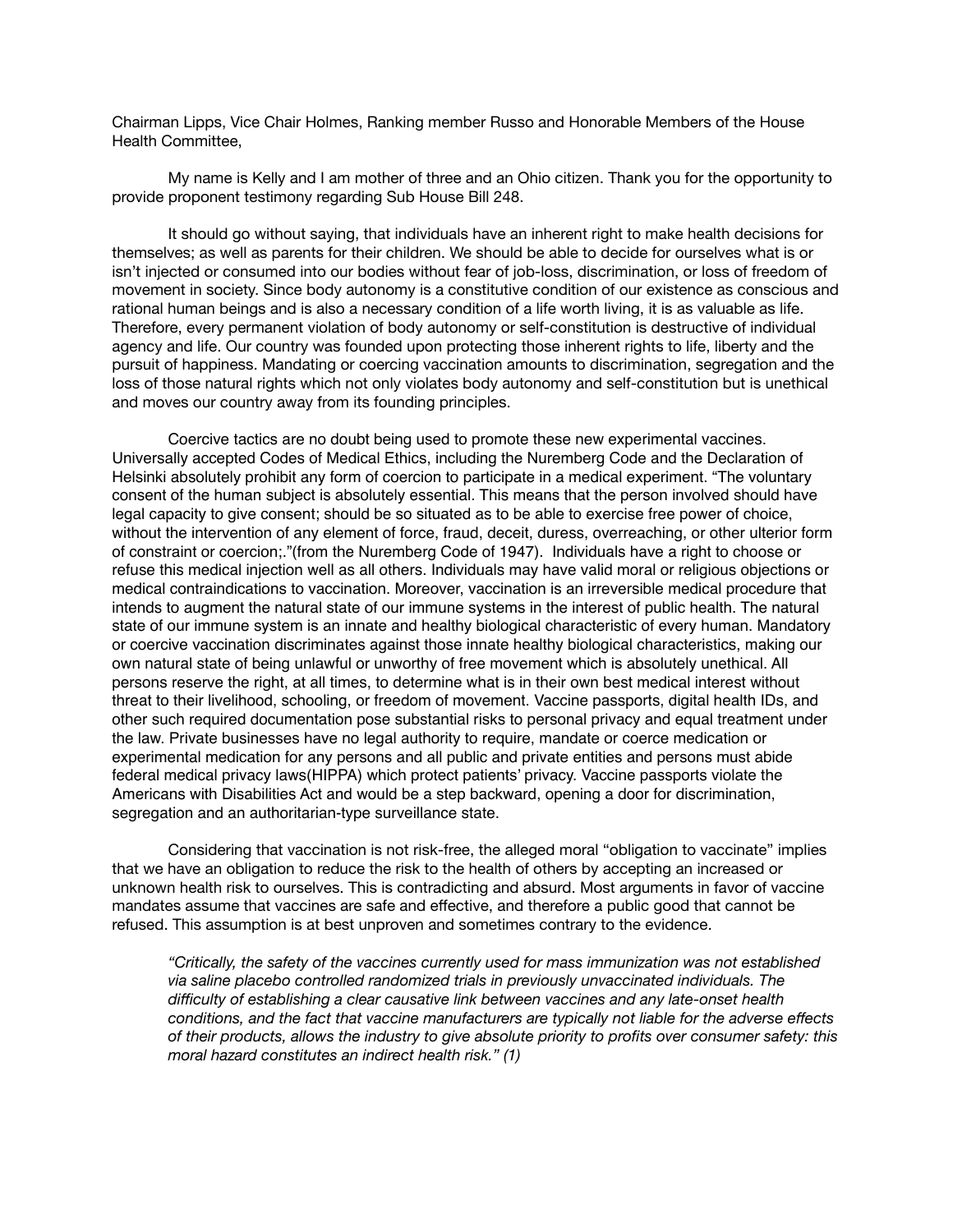Chairman Lipps, Vice Chair Holmes, Ranking member Russo and Honorable Members of the House Health Committee,

My name is Kelly and I am mother of three and an Ohio citizen. Thank you for the opportunity to provide proponent testimony regarding Sub House Bill 248.

It should go without saying, that individuals have an inherent right to make health decisions for themselves; as well as parents for their children. We should be able to decide for ourselves what is or isn't injected or consumed into our bodies without fear of job-loss, discrimination, or loss of freedom of movement in society. Since body autonomy is a constitutive condition of our existence as conscious and rational human beings and is also a necessary condition of a life worth living, it is as valuable as life. Therefore, every permanent violation of body autonomy or self-constitution is destructive of individual agency and life. Our country was founded upon protecting those inherent rights to life, liberty and the pursuit of happiness. Mandating or coercing vaccination amounts to discrimination, segregation and the loss of those natural rights which not only violates body autonomy and self-constitution but is unethical and moves our country away from its founding principles.

Coercive tactics are no doubt being used to promote these new experimental vaccines. Universally accepted Codes of Medical Ethics, including the Nuremberg Code and the Declaration of Helsinki absolutely prohibit any form of coercion to participate in a medical experiment. "The voluntary consent of the human subject is absolutely essential. This means that the person involved should have legal capacity to give consent; should be so situated as to be able to exercise free power of choice, without the intervention of any element of force, fraud, deceit, duress, overreaching, or other ulterior form of constraint or coercion;."(from the Nuremberg Code of 1947). Individuals have a right to choose or refuse this medical injection well as all others. Individuals may have valid moral or religious objections or medical contraindications to vaccination. Moreover, vaccination is an irreversible medical procedure that intends to augment the natural state of our immune systems in the interest of public health. The natural state of our immune system is an innate and healthy biological characteristic of every human. Mandatory or coercive vaccination discriminates against those innate healthy biological characteristics, making our own natural state of being unlawful or unworthy of free movement which is absolutely unethical. All persons reserve the right, at all times, to determine what is in their own best medical interest without threat to their livelihood, schooling, or freedom of movement. Vaccine passports, digital health IDs, and other such required documentation pose substantial risks to personal privacy and equal treatment under the law. Private businesses have no legal authority to require, mandate or coerce medication or experimental medication for any persons and all public and private entities and persons must abide federal medical privacy laws(HIPPA) which protect patients' privacy. Vaccine passports violate the Americans with Disabilities Act and would be a step backward, opening a door for discrimination, segregation and an authoritarian-type surveillance state.

Considering that vaccination is not risk-free, the alleged moral "obligation to vaccinate" implies that we have an obligation to reduce the risk to the health of others by accepting an increased or unknown health risk to ourselves. This is contradicting and absurd. Most arguments in favor of vaccine mandates assume that vaccines are safe and effective, and therefore a public good that cannot be refused. This assumption is at best unproven and sometimes contrary to the evidence.

> *"Critically, the safety of the vaccines currently used for mass immunization was not established via saline placebo controlled randomized trials in previously unvaccinated individuals. The difficulty of establishing a clear causative link between vaccines and any late-onset health conditions, and the fact that vaccine manufacturers are typically not liable for the adverse effects of their products, allows the industry to give absolute priority to profits over consumer safety: this moral hazard constitutes an indirect health risk." (1)*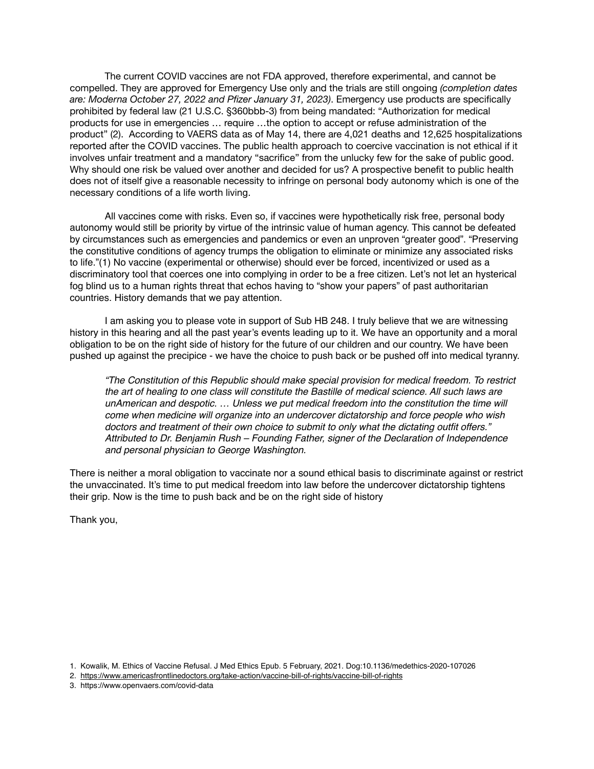The current COVID vaccines are not FDA approved, therefore experimental, and cannot be compelled. They are approved for Emergency Use only and the trials are still ongoing *(completion dates are: Moderna October 27, 2022 and Pfizer January 31, 2023)*. Emergency use products are specifically prohibited by federal law (21 U.S.C. §360bbb-3) from being mandated: "Authorization for medical products for use in emergencies … require …the option to accept or refuse administration of the product" (2). According to VAERS data as of May 14, there are 4,021 deaths and 12,625 hospitalizations reported after the COVID vaccines. The public health approach to coercive vaccination is not ethical if it involves unfair treatment and a mandatory "sacrifice" from the unlucky few for the sake of public good. Why should one risk be valued over another and decided for us? A prospective benefit to public health does not of itself give a reasonable necessity to infringe on personal body autonomy which is one of the necessary conditions of a life worth living.

All vaccines come with risks. Even so, if vaccines were hypothetically risk free, personal body autonomy would still be priority by virtue of the intrinsic value of human agency. This cannot be defeated by circumstances such as emergencies and pandemics or even an unproven "greater good". "Preserving the constitutive conditions of agency trumps the obligation to eliminate or minimize any associated risks to life."(1) No vaccine (experimental or otherwise) should ever be forced, incentivized or used as a discriminatory tool that coerces one into complying in order to be a free citizen. Let's not let an hysterical fog blind us to a human rights threat that echos having to "show your papers" of past authoritarian countries. History demands that we pay attention.

I am asking you to please vote in support of Sub HB 248. I truly believe that we are witnessing history in this hearing and all the past year's events leading up to it. We have an opportunity and a moral obligation to be on the right side of history for the future of our children and our country. We have been pushed up against the precipice - we have the choice to push back or be pushed off into medical tyranny.

> *"The Constitution of this Republic should make special provision for medical freedom. To restrict the art of healing to one class will constitute the Bastille of medical science. All such laws are unAmerican and despotic. … Unless we put medical freedom into the constitution the time will come when medicine will organize into an undercover dictatorship and force people who wish doctors and treatment of their own choice to submit to only what the dictating outfit offers." Attributed to Dr. Benjamin Rush – Founding Father, signer of the Declaration of Independence and personal physician to George Washington*.

There is neither a moral obligation to vaccinate nor a sound ethical basis to discriminate against or restrict the unvaccinated. It's time to put medical freedom into law before the undercover dictatorship tightens their grip. Now is the time to push back and be on the right side of history

Thank you,

1. Kowalik, M. Ethics of Vaccine Refusal. J Med Ethics Epub. 5 February, 2021. Dog:10.1136/medethics-2020-107026
2. https://www.americasfrontlinedoctors.org/take-action/vaccine-bill-of-rights/vaccine-bill-of-rights
3. https://www.openvaers.com/covid-data